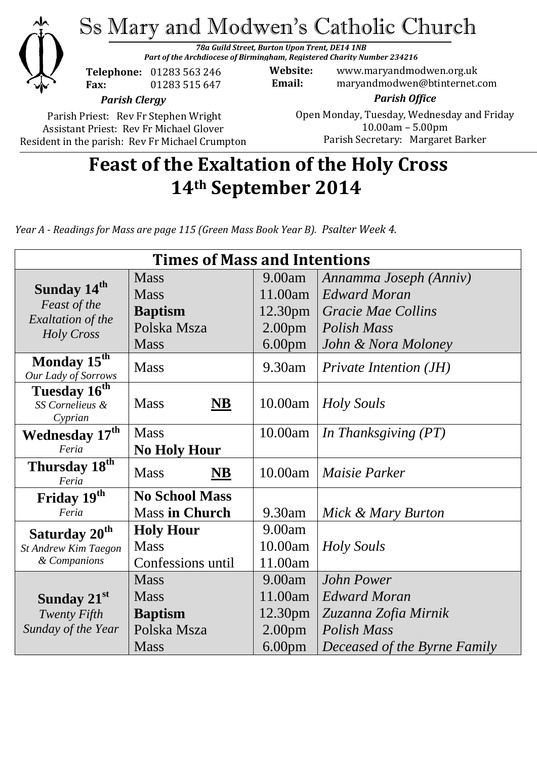# Ss Mary and Modwen's Catholic Church

***78a Guild Street, Burton Upon Trent, DE14 1NB***
***Part of the Archdiocese of Birmingham, Registered Charity Number 234216***

**Telephone:** 01283 563 246
**Fax:** 01283 515 647

**Website:** www.maryandmodwen.org.uk
**Email:** maryandmodwen@btinternet.com

***Parish Clergy***

Parish Priest: Rev Fr Stephen Wright
Assistant Priest: Rev Fr Michael Glover
Resident in the parish: Rev Fr Michael Crumpton

***Parish Office***

Open Monday, Tuesday, Wednesday and Friday
10.00am – 5.00pm
Parish Secretary: Margaret Barker

## Feast of the Exaltation of the Holy Cross
## 14th September 2014

*Year A - Readings for Mass are page 115 (Green Mass Book Year B). Psalter Week 4.*

| Times of Mass and Intentions | | | |
|---|---|---|---|
| **Sunday 14th** *Feast of the Exaltation of the Holy Cross* | Mass | 9.00am | *Annamma Joseph (Anniv)* |
| | Mass | 11.00am | *Edward Moran* |
| | **Baptism** | 12.30pm | *Gracie Mae Collins* |
| | Polska Msza | 2.00pm | *Polish Mass* |
| | Mass | 6.00pm | *John & Nora Moloney* |
| **Monday 15th** *Our Lady of Sorrows* | Mass | 9.30am | *Private Intention (JH)* |
| **Tuesday 16th** *SS Cornelieus & Cyprian* | Mass **NB** | 10.00am | *Holy Souls* |
| **Wednesday 17th** *Feria* | Mass **No Holy Hour** | 10.00am | *In Thanksgiving (PT)* |
| **Thursday 18th** *Feria* | Mass **NB** | 10.00am | *Maisie Parker* |
| **Friday 19th** *Feria* | **No School Mass** Mass **in Church** | 9.30am | *Mick & Mary Burton* |
| **Saturday 20th** *St Andrew Kim Taegon & Companions* | **Holy Hour** | 9.00am | |
| | Mass | 10.00am | *Holy Souls* |
| | Confessions until | 11.00am | |
| **Sunday 21st** *Twenty Fifth Sunday of the Year* | Mass | 9.00am | *John Power* |
| | Mass | 11.00am | *Edward Moran* |
| | **Baptism** | 12.30pm | *Zuzanna Zofia Mirnik* |
| | Polska Msza | 2.00pm | *Polish Mass* |
| | Mass | 6.00pm | *Deceased of the Byrne Family* |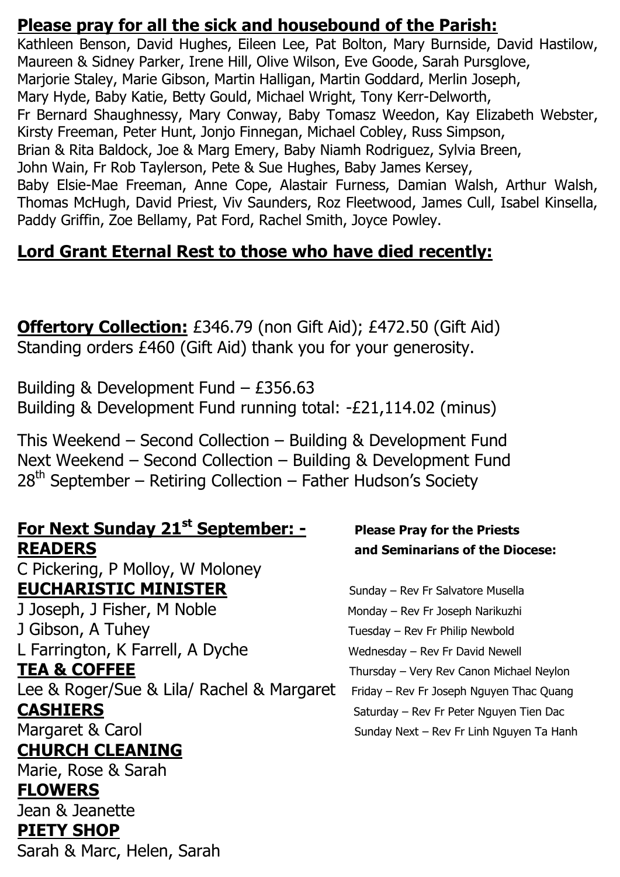## Please pray for all the sick and housebound of the Parish:

Kathleen Benson, David Hughes, Eileen Lee, Pat Bolton, Mary Burnside, David Hastilow, Maureen & Sidney Parker, Irene Hill, Olive Wilson, Eve Goode, Sarah Pursglove, Marjorie Staley, Marie Gibson, Martin Halligan, Martin Goddard, Merlin Joseph, Mary Hyde, Baby Katie, Betty Gould, Michael Wright, Tony Kerr-Delworth, Fr Bernard Shaughnessy, Mary Conway, Baby Tomasz Weedon, Kay Elizabeth Webster, Kirsty Freeman, Peter Hunt, Jonjo Finnegan, Michael Cobley, Russ Simpson, Brian & Rita Baldock, Joe & Marg Emery, Baby Niamh Rodriguez, Sylvia Breen, John Wain, Fr Rob Taylerson, Pete & Sue Hughes, Baby James Kersey, Baby Elsie-Mae Freeman, Anne Cope, Alastair Furness, Damian Walsh, Arthur Walsh, Thomas McHugh, David Priest, Viv Saunders, Roz Fleetwood, James Cull, Isabel Kinsella, Paddy Griffin, Zoe Bellamy, Pat Ford, Rachel Smith, Joyce Powley.

## Lord Grant Eternal Rest to those who have died recently:

**Offertory Collection:** £346.79 (non Gift Aid); £472.50 (Gift Aid)
Standing orders £460 (Gift Aid) thank you for your generosity.

Building & Development Fund – £356.63
Building & Development Fund running total: -£21,114.02 (minus)

This Weekend – Second Collection – Building & Development Fund
Next Weekend – Second Collection – Building & Development Fund
28th September – Retiring Collection – Father Hudson's Society

## For Next Sunday 21st September: -

**READERS**
C Pickering, P Molloy, W Moloney

**EUCHARISTIC MINISTER**
J Joseph, J Fisher, M Noble
J Gibson, A Tuhey
L Farrington, K Farrell, A Dyche

**TEA & COFFEE**
Lee & Roger/Sue & Lila/ Rachel & Margaret

**CASHIERS**
Margaret & Carol

**CHURCH CLEANING**
Marie, Rose & Sarah

**FLOWERS**
Jean & Jeanette

**PIETY SHOP**
Sarah & Marc, Helen, Sarah

**Please Pray for the Priests and Seminarians of the Diocese:**

Sunday – Rev Fr Salvatore Musella
Monday – Rev Fr Joseph Narikuzhi
Tuesday – Rev Fr Philip Newbold
Wednesday – Rev Fr David Newell
Thursday – Very Rev Canon Michael Neylon
Friday – Rev Fr Joseph Nguyen Thac Quang
Saturday – Rev Fr Peter Nguyen Tien Dac
Sunday Next – Rev Fr Linh Nguyen Ta Hanh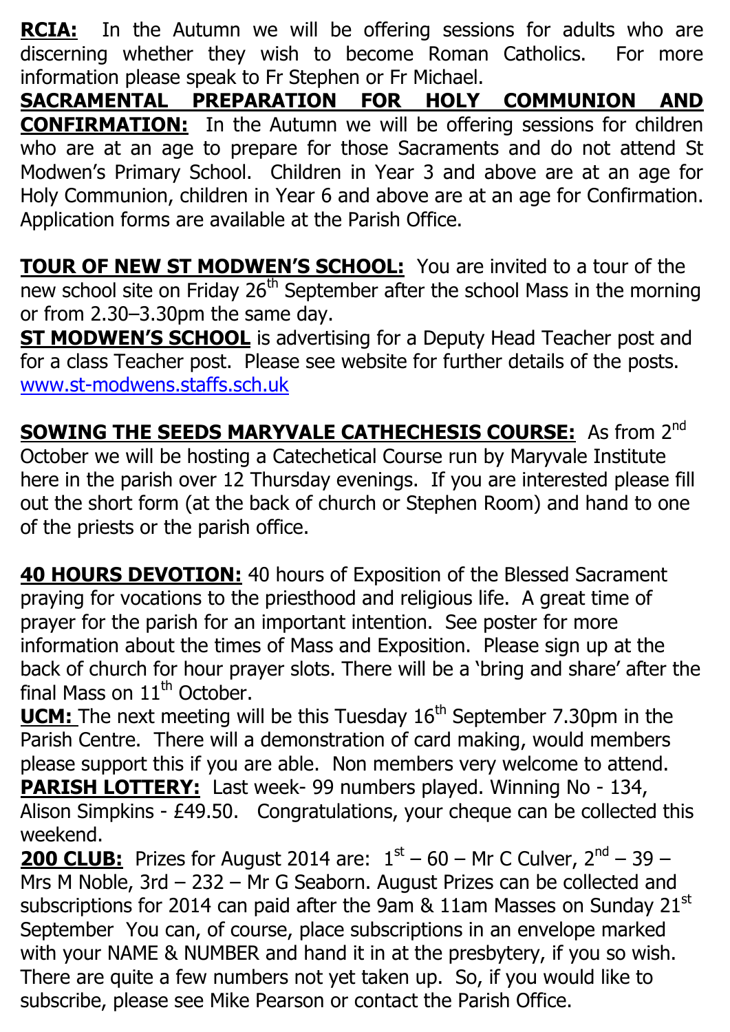**RCIA:** In the Autumn we will be offering sessions for adults who are discerning whether they wish to become Roman Catholics. For more information please speak to Fr Stephen or Fr Michael.

**SACRAMENTAL PREPARATION FOR HOLY COMMUNION AND CONFIRMATION:** In the Autumn we will be offering sessions for children who are at an age to prepare for those Sacraments and do not attend St Modwen's Primary School. Children in Year 3 and above are at an age for Holy Communion, children in Year 6 and above are at an age for Confirmation. Application forms are available at the Parish Office.

**TOUR OF NEW ST MODWEN'S SCHOOL:** You are invited to a tour of the new school site on Friday 26th September after the school Mass in the morning or from 2.30–3.30pm the same day.

**ST MODWEN'S SCHOOL** is advertising for a Deputy Head Teacher post and for a class Teacher post. Please see website for further details of the posts. www.st-modwens.staffs.sch.uk

**SOWING THE SEEDS MARYVALE CATHECHESIS COURSE:** As from 2nd October we will be hosting a Catechetical Course run by Maryvale Institute here in the parish over 12 Thursday evenings. If you are interested please fill out the short form (at the back of church or Stephen Room) and hand to one of the priests or the parish office.

**40 HOURS DEVOTION:** 40 hours of Exposition of the Blessed Sacrament praying for vocations to the priesthood and religious life. A great time of prayer for the parish for an important intention. See poster for more information about the times of Mass and Exposition. Please sign up at the back of church for hour prayer slots. There will be a 'bring and share' after the final Mass on 11th October.

**UCM:** The next meeting will be this Tuesday 16th September 7.30pm in the Parish Centre. There will a demonstration of card making, would members please support this if you are able. Non members very welcome to attend.

**PARISH LOTTERY:** Last week- 99 numbers played. Winning No - 134, Alison Simpkins - £49.50. Congratulations, your cheque can be collected this weekend.

**200 CLUB:** Prizes for August 2014 are: 1st – 60 – Mr C Culver, 2nd – 39 – Mrs M Noble, 3rd – 232 – Mr G Seaborn. August Prizes can be collected and subscriptions for 2014 can paid after the 9am & 11am Masses on Sunday 21st September You can, of course, place subscriptions in an envelope marked with your NAME & NUMBER and hand it in at the presbytery, if you so wish. There are quite a few numbers not yet taken up. So, if you would like to subscribe, please see Mike Pearson or contact the Parish Office.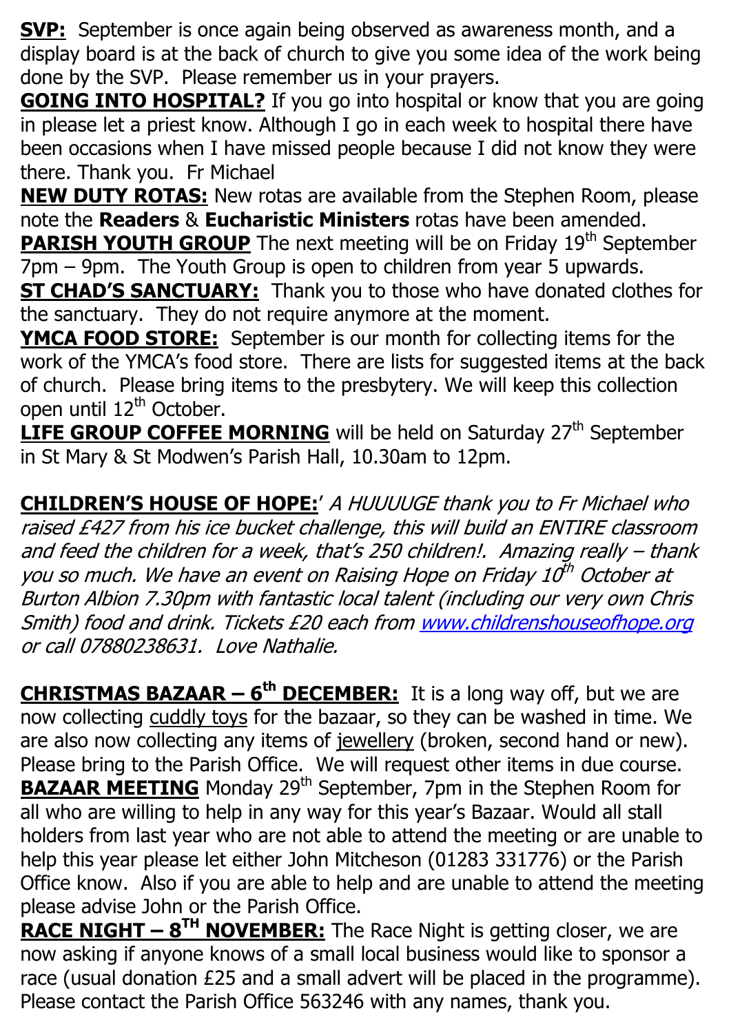**SVP:** September is once again being observed as awareness month, and a display board is at the back of church to give you some idea of the work being done by the SVP. Please remember us in your prayers.

**GOING INTO HOSPITAL?** If you go into hospital or know that you are going in please let a priest know. Although I go in each week to hospital there have been occasions when I have missed people because I did not know they were there. Thank you. Fr Michael

**NEW DUTY ROTAS:** New rotas are available from the Stephen Room, please note the **Readers** & **Eucharistic Ministers** rotas have been amended.

**PARISH YOUTH GROUP** The next meeting will be on Friday 19th September 7pm – 9pm. The Youth Group is open to children from year 5 upwards.

**ST CHAD'S SANCTUARY:** Thank you to those who have donated clothes for the sanctuary. They do not require anymore at the moment.

**YMCA FOOD STORE:** September is our month for collecting items for the work of the YMCA's food store. There are lists for suggested items at the back of church. Please bring items to the presbytery. We will keep this collection open until 12th October.

**LIFE GROUP COFFEE MORNING** will be held on Saturday 27th September in St Mary & St Modwen's Parish Hall, 10.30am to 12pm.

**CHILDREN'S HOUSE OF HOPE:**' *A HUUUUGE thank you to Fr Michael who raised £427 from his ice bucket challenge, this will build an ENTIRE classroom and feed the children for a week, that's 250 children!. Amazing really – thank you so much. We have an event on Raising Hope on Friday 10th October at Burton Albion 7.30pm with fantastic local talent (including our very own Chris Smith) food and drink. Tickets £20 each from www.childrenshouseofhope.org or call 07880238631. Love Nathalie.*

**CHRISTMAS BAZAAR – 6th DECEMBER:** It is a long way off, but we are now collecting cuddly toys for the bazaar, so they can be washed in time. We are also now collecting any items of jewellery (broken, second hand or new). Please bring to the Parish Office. We will request other items in due course.

**BAZAAR MEETING** Monday 29th September, 7pm in the Stephen Room for all who are willing to help in any way for this year's Bazaar. Would all stall holders from last year who are not able to attend the meeting or are unable to help this year please let either John Mitcheson (01283 331776) or the Parish Office know. Also if you are able to help and are unable to attend the meeting please advise John or the Parish Office.

**RACE NIGHT – 8TH NOVEMBER:** The Race Night is getting closer, we are now asking if anyone knows of a small local business would like to sponsor a race (usual donation £25 and a small advert will be placed in the programme). Please contact the Parish Office 563246 with any names, thank you.